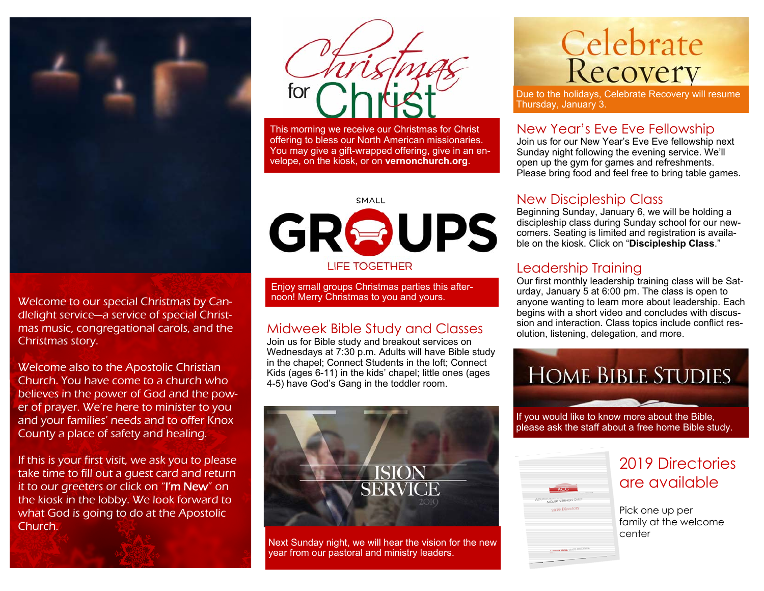Welcome to our special Christmas by Candlelight service—a service of special Christmas music, congregational carols, and the Christmas story.

Welcome also to the Apostolic Christian Church. You have come to a church who believes in the power of God and the power of prayer. We're here to minister to you and your families' needs and to offer Knox County a place of safety and healing.

If this is your first visit, we ask you to please take time to fill out a guest card and return it to our greeters or click on "**I'm New**" on the kiosk in the lobby. We look forward to what God is going to do at the Apostolic Church.

## Christmas for Christ

This morning we receive our Christmas for Christ offering to bless our North American missionaries. You may give a gift-wrapped offering, give in an envelope, on the kiosk, or on **vernonchurch.org**.

## Small Groups — Life Together

Enjoy small groups Christmas parties this afternoon! Merry Christmas to you and yours.

## Midweek Bible Study and Classes

Join us for Bible study and breakout services on Wednesdays at 7:30 p.m. Adults will have Bible study in the chapel; Connect Students in the loft; Connect Kids (ages 6-11) in the kids' chapel; little ones (ages 4-5) have God's Gang in the toddler room.

## Vision Service 2019

Next Sunday night, we will hear the vision for the new year from our pastoral and ministry leaders.

## Celebrate Recovery

Due to the holidays, Celebrate Recovery will resume Thursday, January 3.

## New Year's Eve Eve Fellowship

Join us for our New Year's Eve Eve fellowship next Sunday night following the evening service. We'll open up the gym for games and refreshments. Please bring food and feel free to bring table games.

## New Discipleship Class

Beginning Sunday, January 6, we will be holding a discipleship class during Sunday school for our newcomers. Seating is limited and registration is available on the kiosk. Click on "**Discipleship Class**."

## Leadership Training

Our first monthly leadership training class will be Saturday, January 5 at 6:00 pm. The class is open to anyone wanting to learn more about leadership. Each begins with a short video and concludes with discussion and interaction. Class topics include conflict resolution, listening, delegation, and more.

## Home Bible Studies

If you would like to know more about the Bible, please ask the staff about a free home Bible study.

## 2019 Directories are available

Pick one up per family at the welcome center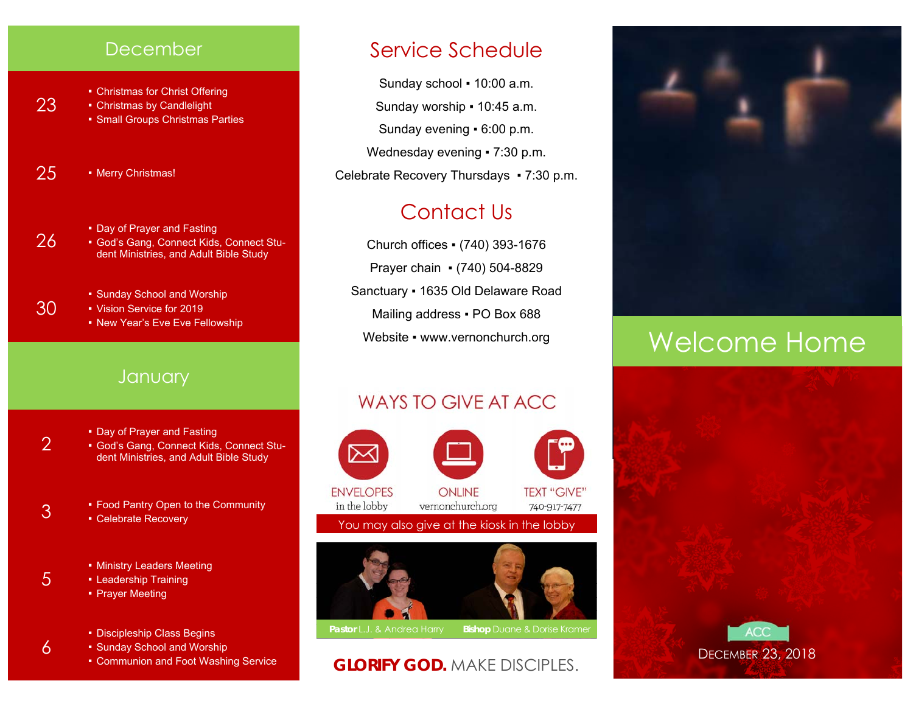## December

**23**
- Christmas for Christ Offering
- Christmas by Candlelight
- Small Groups Christmas Parties

**25**
- Merry Christmas!

**26**
- Day of Prayer and Fasting
- God's Gang, Connect Kids, Connect Student Ministries, and Adult Bible Study

**30**
- Sunday School and Worship
- Vision Service for 2019
- New Year's Eve Eve Fellowship

## January

**2**
- Day of Prayer and Fasting
- God's Gang, Connect Kids, Connect Student Ministries, and Adult Bible Study

**3**
- Food Pantry Open to the Community
- Celebrate Recovery

**5**
- Ministry Leaders Meeting
- Leadership Training
- Prayer Meeting

**6**
- Discipleship Class Begins
- Sunday School and Worship
- Communion and Foot Washing Service

## Service Schedule

Sunday school ▪ 10:00 a.m.

Sunday worship ▪ 10:45 a.m.

Sunday evening ▪ 6:00 p.m.

Wednesday evening ▪ 7:30 p.m.

Celebrate Recovery Thursdays ▪ 7:30 p.m.

## Contact Us

Church offices ▪ (740) 393-1676

Prayer chain ▪ (740) 504-8829

Sanctuary ▪ 1635 Old Delaware Road

Mailing address ▪ PO Box 688

Website ▪ www.vernonchurch.org

## WAYS TO GIVE AT ACC

ENVELOPES in the lobby

ONLINE vernonchurch.org

TEXT "GIVE" 740-917-7477

You may also give at the kiosk in the lobby

**Pastor** L.J. & Andrea Harry **Bishop** Duane & Dorise Kramer

**GLORIFY GOD.** MAKE DISCIPLES.

# Welcome Home

ACC

December 23, 2018